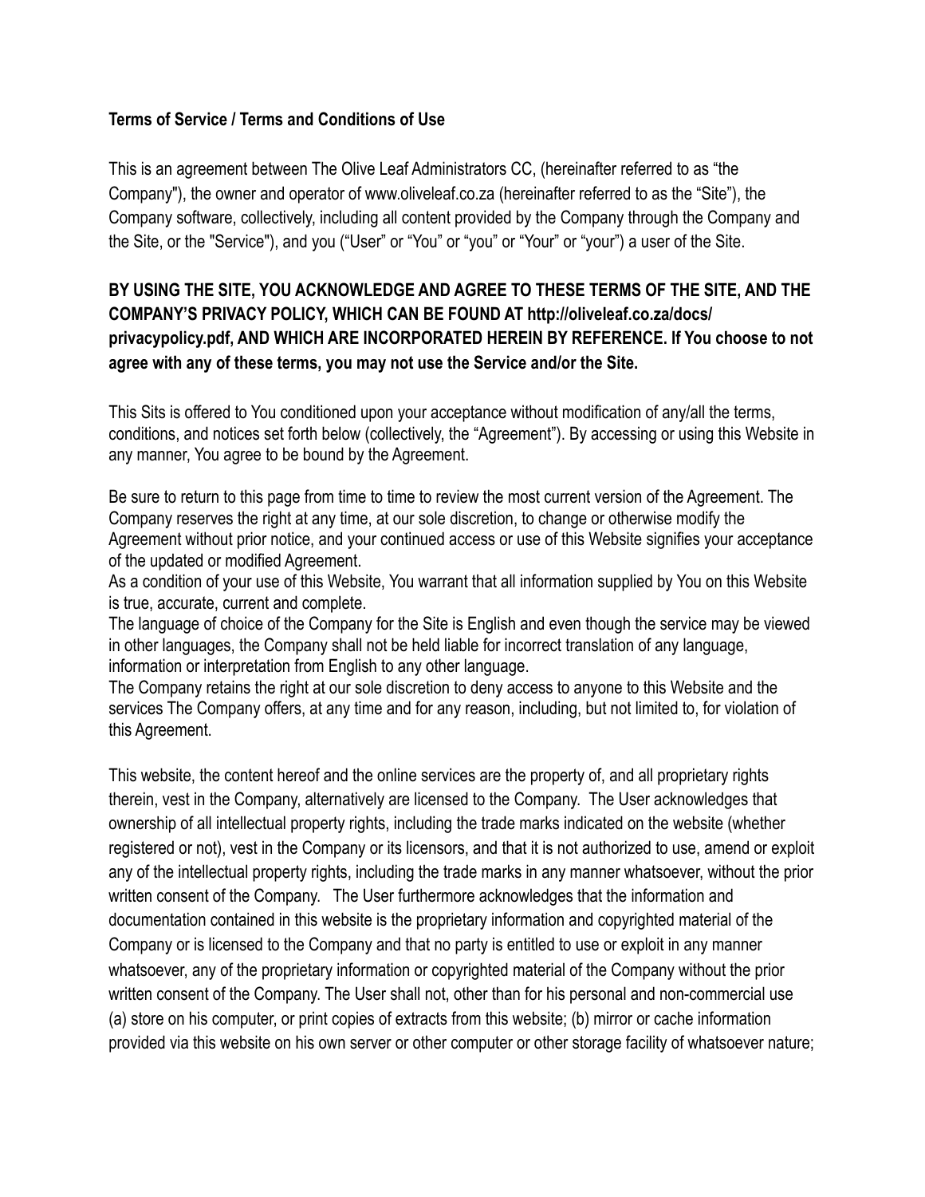**Terms of Service / Terms and Conditions of Use**

This is an agreement between The Olive Leaf Administrators CC, (hereinafter referred to as "the Company"), the owner and operator of www.oliveleaf.co.za (hereinafter referred to as the "Site"), the Company software, collectively, including all content provided by the Company through the Company and the Site, or the "Service"), and you ("User" or "You" or "you" or "Your" or "your") a user of the Site.

**BY USING THE SITE, YOU ACKNOWLEDGE AND AGREE TO THESE TERMS OF THE SITE, AND THE COMPANY'S PRIVACY POLICY, WHICH CAN BE FOUND AT http://oliveleaf.co.za/docs/privacypolicy.pdf, AND WHICH ARE INCORPORATED HEREIN BY REFERENCE. If You choose to not agree with any of these terms, you may not use the Service and/or the Site.**

This Sits is offered to You conditioned upon your acceptance without modification of any/all the terms, conditions, and notices set forth below (collectively, the "Agreement"). By accessing or using this Website in any manner, You agree to be bound by the Agreement.

Be sure to return to this page from time to time to review the most current version of the Agreement. The Company reserves the right at any time, at our sole discretion, to change or otherwise modify the Agreement without prior notice, and your continued access or use of this Website signifies your acceptance of the updated or modified Agreement.

As a condition of your use of this Website, You warrant that all information supplied by You on this Website is true, accurate, current and complete.

The language of choice of the Company for the Site is English and even though the service may be viewed in other languages, the Company shall not be held liable for incorrect translation of any language, information or interpretation from English to any other language.

The Company retains the right at our sole discretion to deny access to anyone to this Website and the services The Company offers, at any time and for any reason, including, but not limited to, for violation of this Agreement.

This website, the content hereof and the online services are the property of, and all proprietary rights therein, vest in the Company, alternatively are licensed to the Company. The User acknowledges that ownership of all intellectual property rights, including the trade marks indicated on the website (whether registered or not), vest in the Company or its licensors, and that it is not authorized to use, amend or exploit any of the intellectual property rights, including the trade marks in any manner whatsoever, without the prior written consent of the Company. The User furthermore acknowledges that the information and documentation contained in this website is the proprietary information and copyrighted material of the Company or is licensed to the Company and that no party is entitled to use or exploit in any manner whatsoever, any of the proprietary information or copyrighted material of the Company without the prior written consent of the Company. The User shall not, other than for his personal and non-commercial use (a) store on his computer, or print copies of extracts from this website; (b) mirror or cache information provided via this website on his own server or other computer or other storage facility of whatsoever nature;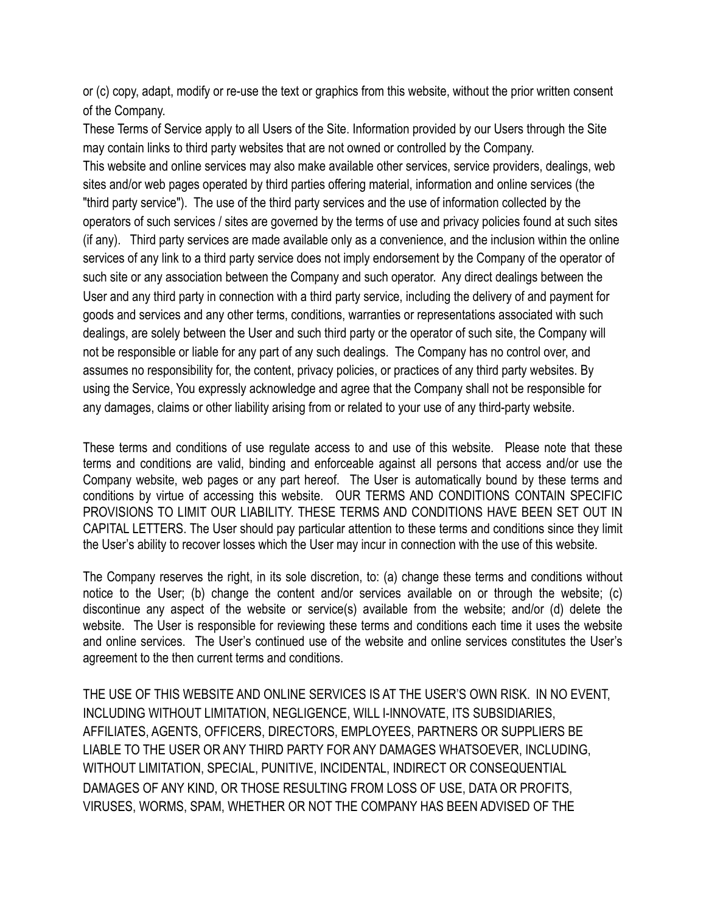or (c) copy, adapt, modify or re-use the text or graphics from this website, without the prior written consent of the Company.

These Terms of Service apply to all Users of the Site. Information provided by our Users through the Site may contain links to third party websites that are not owned or controlled by the Company.

This website and online services may also make available other services, service providers, dealings, web sites and/or web pages operated by third parties offering material, information and online services (the "third party service"). The use of the third party services and the use of information collected by the operators of such services / sites are governed by the terms of use and privacy policies found at such sites (if any). Third party services are made available only as a convenience, and the inclusion within the online services of any link to a third party service does not imply endorsement by the Company of the operator of such site or any association between the Company and such operator. Any direct dealings between the User and any third party in connection with a third party service, including the delivery of and payment for goods and services and any other terms, conditions, warranties or representations associated with such dealings, are solely between the User and such third party or the operator of such site, the Company will not be responsible or liable for any part of any such dealings. The Company has no control over, and assumes no responsibility for, the content, privacy policies, or practices of any third party websites. By using the Service, You expressly acknowledge and agree that the Company shall not be responsible for any damages, claims or other liability arising from or related to your use of any third-party website.

These terms and conditions of use regulate access to and use of this website. Please note that these terms and conditions are valid, binding and enforceable against all persons that access and/or use the Company website, web pages or any part hereof. The User is automatically bound by these terms and conditions by virtue of accessing this website. OUR TERMS AND CONDITIONS CONTAIN SPECIFIC PROVISIONS TO LIMIT OUR LIABILITY. THESE TERMS AND CONDITIONS HAVE BEEN SET OUT IN CAPITAL LETTERS. The User should pay particular attention to these terms and conditions since they limit the User's ability to recover losses which the User may incur in connection with the use of this website.

The Company reserves the right, in its sole discretion, to: (a) change these terms and conditions without notice to the User; (b) change the content and/or services available on or through the website; (c) discontinue any aspect of the website or service(s) available from the website; and/or (d) delete the website. The User is responsible for reviewing these terms and conditions each time it uses the website and online services. The User's continued use of the website and online services constitutes the User's agreement to the then current terms and conditions.

THE USE OF THIS WEBSITE AND ONLINE SERVICES IS AT THE USER'S OWN RISK. IN NO EVENT, INCLUDING WITHOUT LIMITATION, NEGLIGENCE, WILL I-INNOVATE, ITS SUBSIDIARIES, AFFILIATES, AGENTS, OFFICERS, DIRECTORS, EMPLOYEES, PARTNERS OR SUPPLIERS BE LIABLE TO THE USER OR ANY THIRD PARTY FOR ANY DAMAGES WHATSOEVER, INCLUDING, WITHOUT LIMITATION, SPECIAL, PUNITIVE, INCIDENTAL, INDIRECT OR CONSEQUENTIAL DAMAGES OF ANY KIND, OR THOSE RESULTING FROM LOSS OF USE, DATA OR PROFITS, VIRUSES, WORMS, SPAM, WHETHER OR NOT THE COMPANY HAS BEEN ADVISED OF THE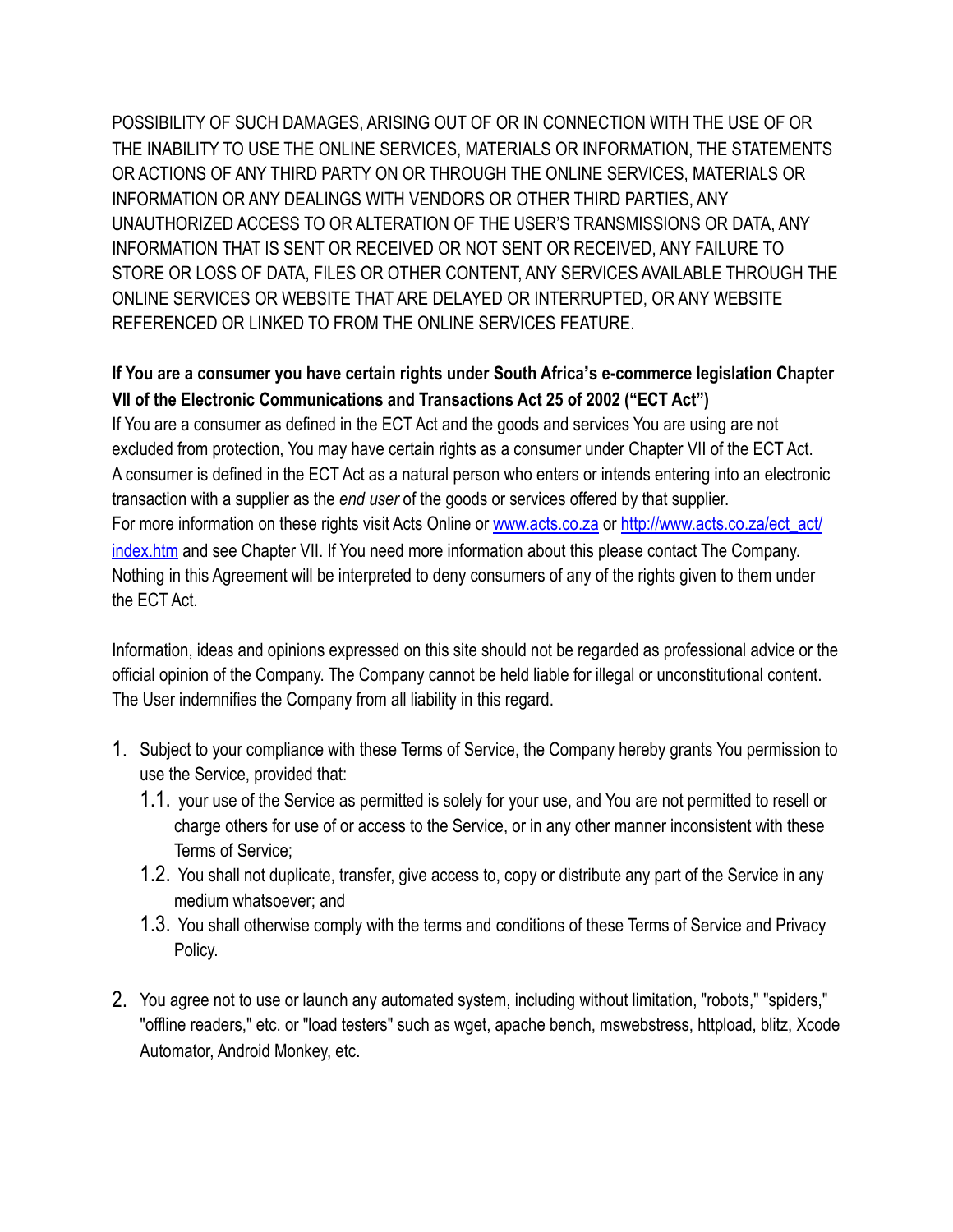POSSIBILITY OF SUCH DAMAGES, ARISING OUT OF OR IN CONNECTION WITH THE USE OF OR THE INABILITY TO USE THE ONLINE SERVICES, MATERIALS OR INFORMATION, THE STATEMENTS OR ACTIONS OF ANY THIRD PARTY ON OR THROUGH THE ONLINE SERVICES, MATERIALS OR INFORMATION OR ANY DEALINGS WITH VENDORS OR OTHER THIRD PARTIES, ANY UNAUTHORIZED ACCESS TO OR ALTERATION OF THE USER'S TRANSMISSIONS OR DATA, ANY INFORMATION THAT IS SENT OR RECEIVED OR NOT SENT OR RECEIVED, ANY FAILURE TO STORE OR LOSS OF DATA, FILES OR OTHER CONTENT, ANY SERVICES AVAILABLE THROUGH THE ONLINE SERVICES OR WEBSITE THAT ARE DELAYED OR INTERRUPTED, OR ANY WEBSITE REFERENCED OR LINKED TO FROM THE ONLINE SERVICES FEATURE.

**If You are a consumer you have certain rights under South Africa's e-commerce legislation Chapter VII of the Electronic Communications and Transactions Act 25 of 2002 ("ECT Act")**

If You are a consumer as defined in the ECT Act and the goods and services You are using are not excluded from protection, You may have certain rights as a consumer under Chapter VII of the ECT Act. A consumer is defined in the ECT Act as a natural person who enters or intends entering into an electronic transaction with a supplier as the *end user* of the goods or services offered by that supplier. For more information on these rights visit Acts Online or [www.acts.co.za](http://www.acts.co.za) or [http://www.acts.co.za/ect_act/index.htm](http://www.acts.co.za/ect_act/index.htm) and see Chapter VII. If You need more information about this please contact The Company. Nothing in this Agreement will be interpreted to deny consumers of any of the rights given to them under the ECT Act.

Information, ideas and opinions expressed on this site should not be regarded as professional advice or the official opinion of the Company. The Company cannot be held liable for illegal or unconstitutional content. The User indemnifies the Company from all liability in this regard.

1. Subject to your compliance with these Terms of Service, the Company hereby grants You permission to use the Service, provided that:
   1.1. your use of the Service as permitted is solely for your use, and You are not permitted to resell or charge others for use of or access to the Service, or in any other manner inconsistent with these Terms of Service;
   1.2. You shall not duplicate, transfer, give access to, copy or distribute any part of the Service in any medium whatsoever; and
   1.3. You shall otherwise comply with the terms and conditions of these Terms of Service and Privacy Policy.

2. You agree not to use or launch any automated system, including without limitation, "robots," "spiders," "offline readers," etc. or "load testers" such as wget, apache bench, mswebstress, httpload, blitz, Xcode Automator, Android Monkey, etc.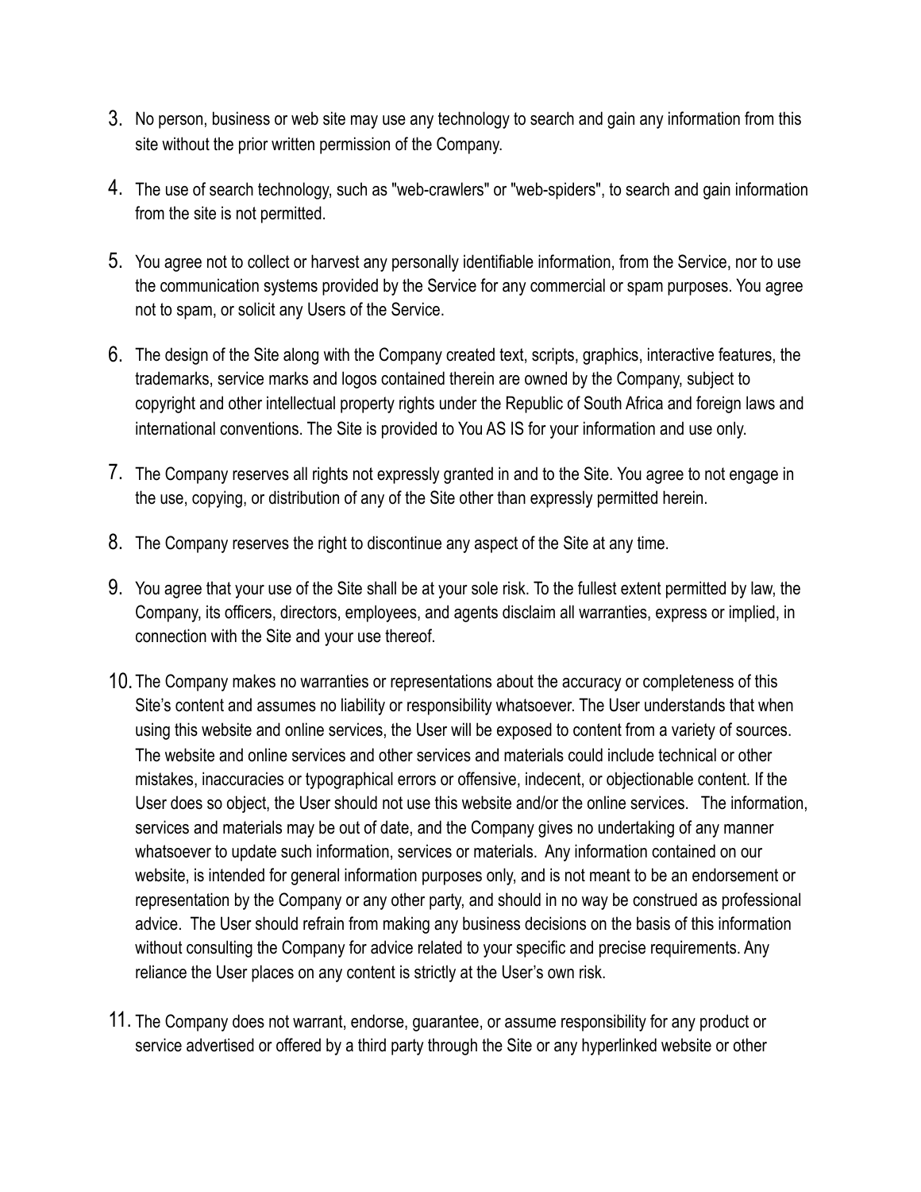3. No person, business or web site may use any technology to search and gain any information from this site without the prior written permission of the Company.

4. The use of search technology, such as "web-crawlers" or "web-spiders", to search and gain information from the site is not permitted.

5. You agree not to collect or harvest any personally identifiable information, from the Service, nor to use the communication systems provided by the Service for any commercial or spam purposes. You agree not to spam, or solicit any Users of the Service.

6. The design of the Site along with the Company created text, scripts, graphics, interactive features, the trademarks, service marks and logos contained therein are owned by the Company, subject to copyright and other intellectual property rights under the Republic of South Africa and foreign laws and international conventions. The Site is provided to You AS IS for your information and use only.

7. The Company reserves all rights not expressly granted in and to the Site. You agree to not engage in the use, copying, or distribution of any of the Site other than expressly permitted herein.

8. The Company reserves the right to discontinue any aspect of the Site at any time.

9. You agree that your use of the Site shall be at your sole risk. To the fullest extent permitted by law, the Company, its officers, directors, employees, and agents disclaim all warranties, express or implied, in connection with the Site and your use thereof.

10. The Company makes no warranties or representations about the accuracy or completeness of this Site's content and assumes no liability or responsibility whatsoever. The User understands that when using this website and online services, the User will be exposed to content from a variety of sources. The website and online services and other services and materials could include technical or other mistakes, inaccuracies or typographical errors or offensive, indecent, or objectionable content. If the User does so object, the User should not use this website and/or the online services. The information, services and materials may be out of date, and the Company gives no undertaking of any manner whatsoever to update such information, services or materials. Any information contained on our website, is intended for general information purposes only, and is not meant to be an endorsement or representation by the Company or any other party, and should in no way be construed as professional advice. The User should refrain from making any business decisions on the basis of this information without consulting the Company for advice related to your specific and precise requirements. Any reliance the User places on any content is strictly at the User's own risk.

11. The Company does not warrant, endorse, guarantee, or assume responsibility for any product or service advertised or offered by a third party through the Site or any hyperlinked website or other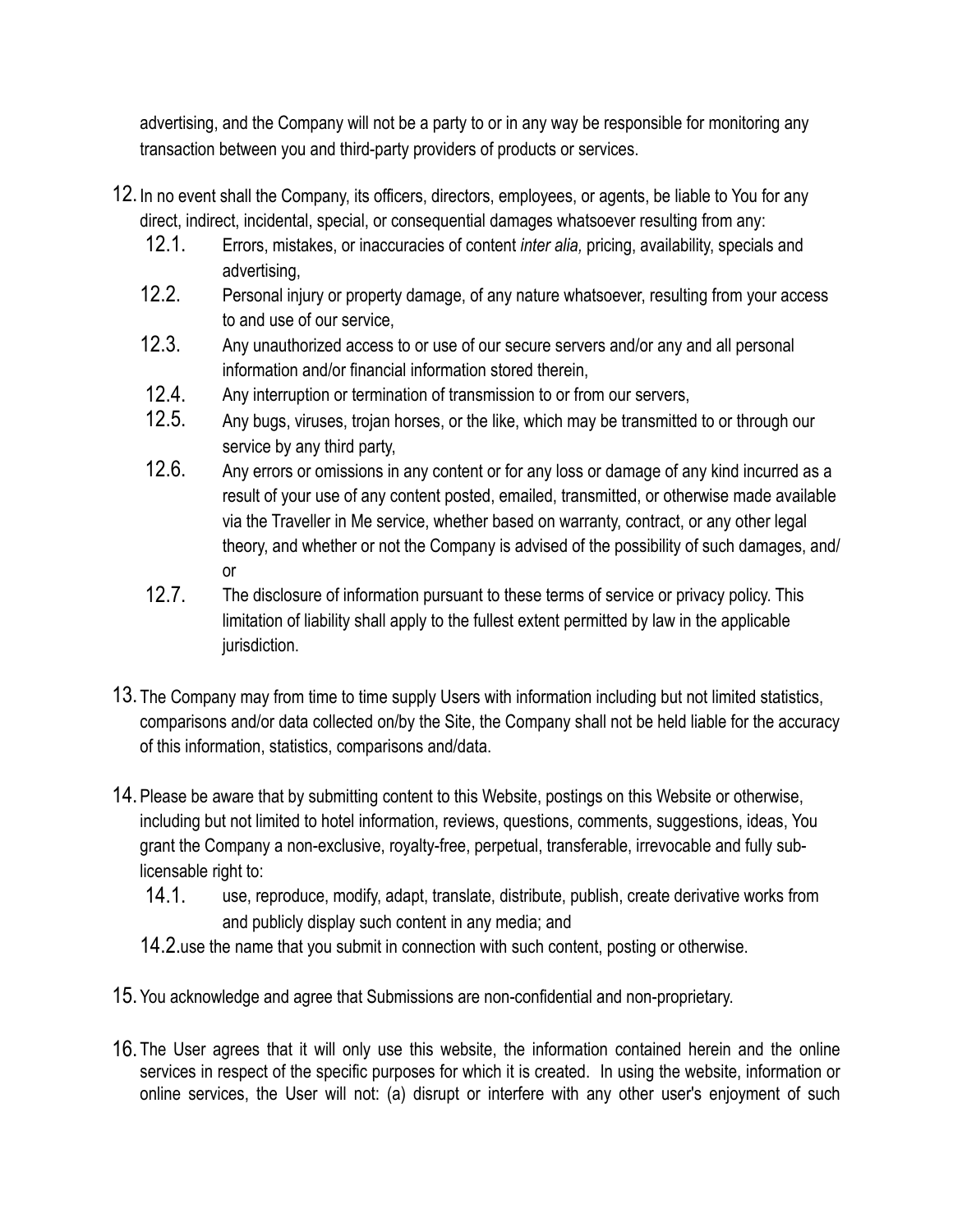advertising, and the Company will not be a party to or in any way be responsible for monitoring any transaction between you and third-party providers of products or services.

12. In no event shall the Company, its officers, directors, employees, or agents, be liable to You for any direct, indirect, incidental, special, or consequential damages whatsoever resulting from any:
    - 12.1. Errors, mistakes, or inaccuracies of content *inter alia,* pricing, availability, specials and advertising,
    - 12.2. Personal injury or property damage, of any nature whatsoever, resulting from your access to and use of our service,
    - 12.3. Any unauthorized access to or use of our secure servers and/or any and all personal information and/or financial information stored therein,
    - 12.4. Any interruption or termination of transmission to or from our servers,
    - 12.5. Any bugs, viruses, trojan horses, or the like, which may be transmitted to or through our service by any third party,
    - 12.6. Any errors or omissions in any content or for any loss or damage of any kind incurred as a result of your use of any content posted, emailed, transmitted, or otherwise made available via the Traveller in Me service, whether based on warranty, contract, or any other legal theory, and whether or not the Company is advised of the possibility of such damages, and/or
    - 12.7. The disclosure of information pursuant to these terms of service or privacy policy. This limitation of liability shall apply to the fullest extent permitted by law in the applicable jurisdiction.

13. The Company may from time to time supply Users with information including but not limited statistics, comparisons and/or data collected on/by the Site, the Company shall not be held liable for the accuracy of this information, statistics, comparisons and/data.

14. Please be aware that by submitting content to this Website, postings on this Website or otherwise, including but not limited to hotel information, reviews, questions, comments, suggestions, ideas, You grant the Company a non-exclusive, royalty-free, perpetual, transferable, irrevocable and fully sub-licensable right to:
    - 14.1. use, reproduce, modify, adapt, translate, distribute, publish, create derivative works from and publicly display such content in any media; and
    - 14.2. use the name that you submit in connection with such content, posting or otherwise.

15. You acknowledge and agree that Submissions are non-confidential and non-proprietary.

16. The User agrees that it will only use this website, the information contained herein and the online services in respect of the specific purposes for which it is created. In using the website, information or online services, the User will not: (a) disrupt or interfere with any other user's enjoyment of such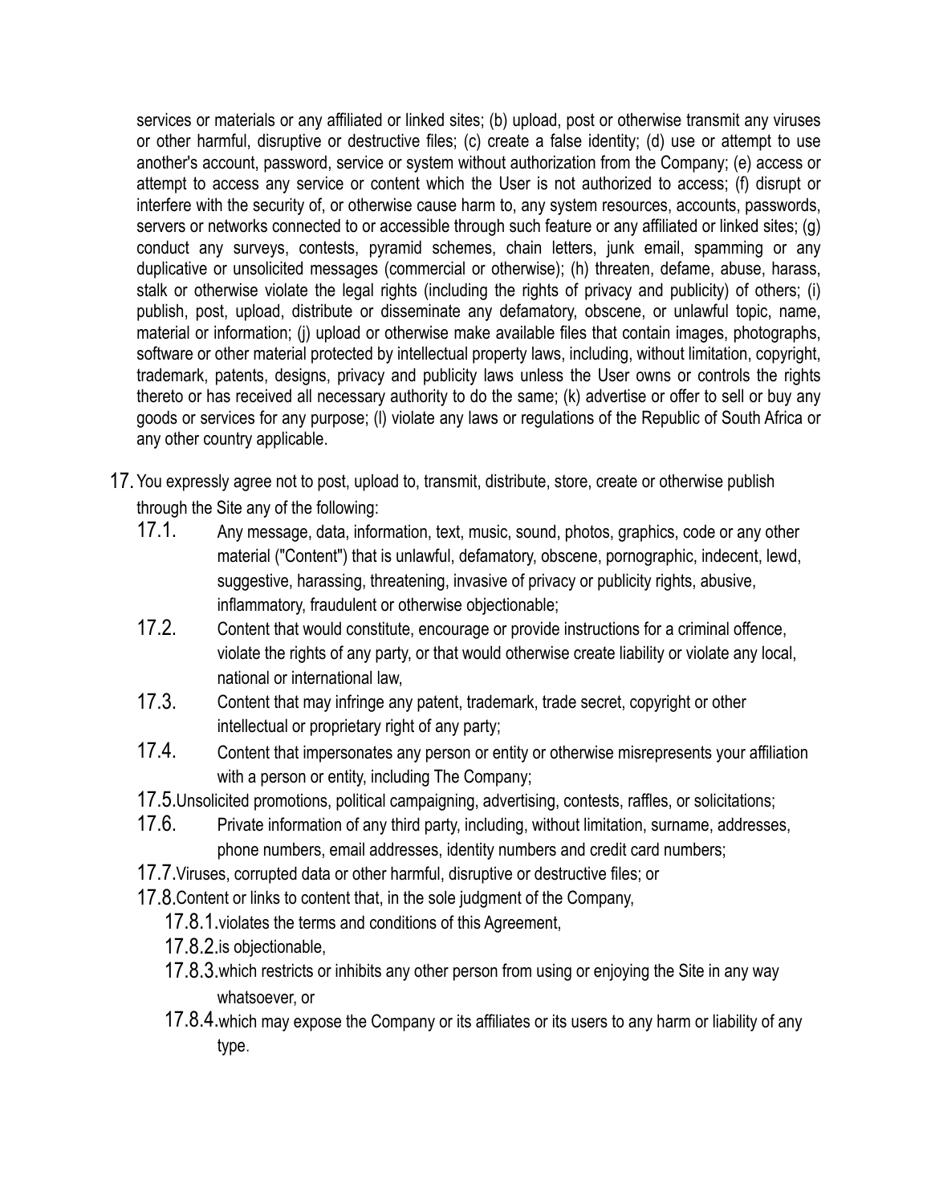services or materials or any affiliated or linked sites; (b) upload, post or otherwise transmit any viruses or other harmful, disruptive or destructive files; (c) create a false identity; (d) use or attempt to use another's account, password, service or system without authorization from the Company; (e) access or attempt to access any service or content which the User is not authorized to access; (f) disrupt or interfere with the security of, or otherwise cause harm to, any system resources, accounts, passwords, servers or networks connected to or accessible through such feature or any affiliated or linked sites; (g) conduct any surveys, contests, pyramid schemes, chain letters, junk email, spamming or any duplicative or unsolicited messages (commercial or otherwise); (h) threaten, defame, abuse, harass, stalk or otherwise violate the legal rights (including the rights of privacy and publicity) of others; (i) publish, post, upload, distribute or disseminate any defamatory, obscene, or unlawful topic, name, material or information; (j) upload or otherwise make available files that contain images, photographs, software or other material protected by intellectual property laws, including, without limitation, copyright, trademark, patents, designs, privacy and publicity laws unless the User owns or controls the rights thereto or has received all necessary authority to do the same; (k) advertise or offer to sell or buy any goods or services for any purpose; (l) violate any laws or regulations of the Republic of South Africa or any other country applicable.

17. You expressly agree not to post, upload to, transmit, distribute, store, create or otherwise publish through the Site any of the following:
    - 17.1. Any message, data, information, text, music, sound, photos, graphics, code or any other material ("Content") that is unlawful, defamatory, obscene, pornographic, indecent, lewd, suggestive, harassing, threatening, invasive of privacy or publicity rights, abusive, inflammatory, fraudulent or otherwise objectionable;
    - 17.2. Content that would constitute, encourage or provide instructions for a criminal offence, violate the rights of any party, or that would otherwise create liability or violate any local, national or international law,
    - 17.3. Content that may infringe any patent, trademark, trade secret, copyright or other intellectual or proprietary right of any party;
    - 17.4. Content that impersonates any person or entity or otherwise misrepresents your affiliation with a person or entity, including The Company;
    - 17.5. Unsolicited promotions, political campaigning, advertising, contests, raffles, or solicitations;
    - 17.6. Private information of any third party, including, without limitation, surname, addresses, phone numbers, email addresses, identity numbers and credit card numbers;
    - 17.7. Viruses, corrupted data or other harmful, disruptive or destructive files; or
    - 17.8. Content or links to content that, in the sole judgment of the Company,
        - 17.8.1. violates the terms and conditions of this Agreement,
        - 17.8.2. is objectionable,
        - 17.8.3. which restricts or inhibits any other person from using or enjoying the Site in any way whatsoever, or
        - 17.8.4. which may expose the Company or its affiliates or its users to any harm or liability of any type.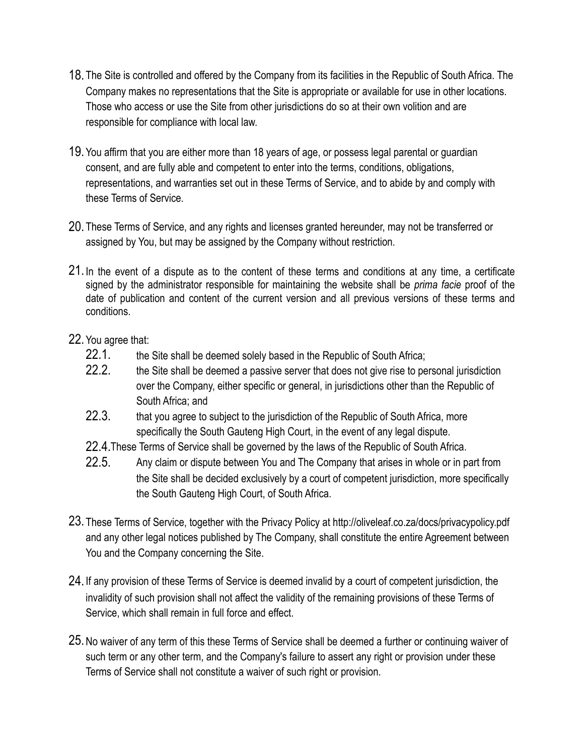18. The Site is controlled and offered by the Company from its facilities in the Republic of South Africa. The Company makes no representations that the Site is appropriate or available for use in other locations. Those who access or use the Site from other jurisdictions do so at their own volition and are responsible for compliance with local law.

19. You affirm that you are either more than 18 years of age, or possess legal parental or guardian consent, and are fully able and competent to enter into the terms, conditions, obligations, representations, and warranties set out in these Terms of Service, and to abide by and comply with these Terms of Service.

20. These Terms of Service, and any rights and licenses granted hereunder, may not be transferred or assigned by You, but may be assigned by the Company without restriction.

21. In the event of a dispute as to the content of these terms and conditions at any time, a certificate signed by the administrator responsible for maintaining the website shall be *prima facie* proof of the date of publication and content of the current version and all previous versions of these terms and conditions.

22. You agree that:
    - 22.1. the Site shall be deemed solely based in the Republic of South Africa;
    - 22.2. the Site shall be deemed a passive server that does not give rise to personal jurisdiction over the Company, either specific or general, in jurisdictions other than the Republic of South Africa; and
    - 22.3. that you agree to subject to the jurisdiction of the Republic of South Africa, more specifically the South Gauteng High Court, in the event of any legal dispute.
    - 22.4. These Terms of Service shall be governed by the laws of the Republic of South Africa.
    - 22.5. Any claim or dispute between You and The Company that arises in whole or in part from the Site shall be decided exclusively by a court of competent jurisdiction, more specifically the South Gauteng High Court, of South Africa.

23. These Terms of Service, together with the Privacy Policy at http://oliveleaf.co.za/docs/privacypolicy.pdf and any other legal notices published by The Company, shall constitute the entire Agreement between You and the Company concerning the Site.

24. If any provision of these Terms of Service is deemed invalid by a court of competent jurisdiction, the invalidity of such provision shall not affect the validity of the remaining provisions of these Terms of Service, which shall remain in full force and effect.

25. No waiver of any term of this these Terms of Service shall be deemed a further or continuing waiver of such term or any other term, and the Company's failure to assert any right or provision under these Terms of Service shall not constitute a waiver of such right or provision.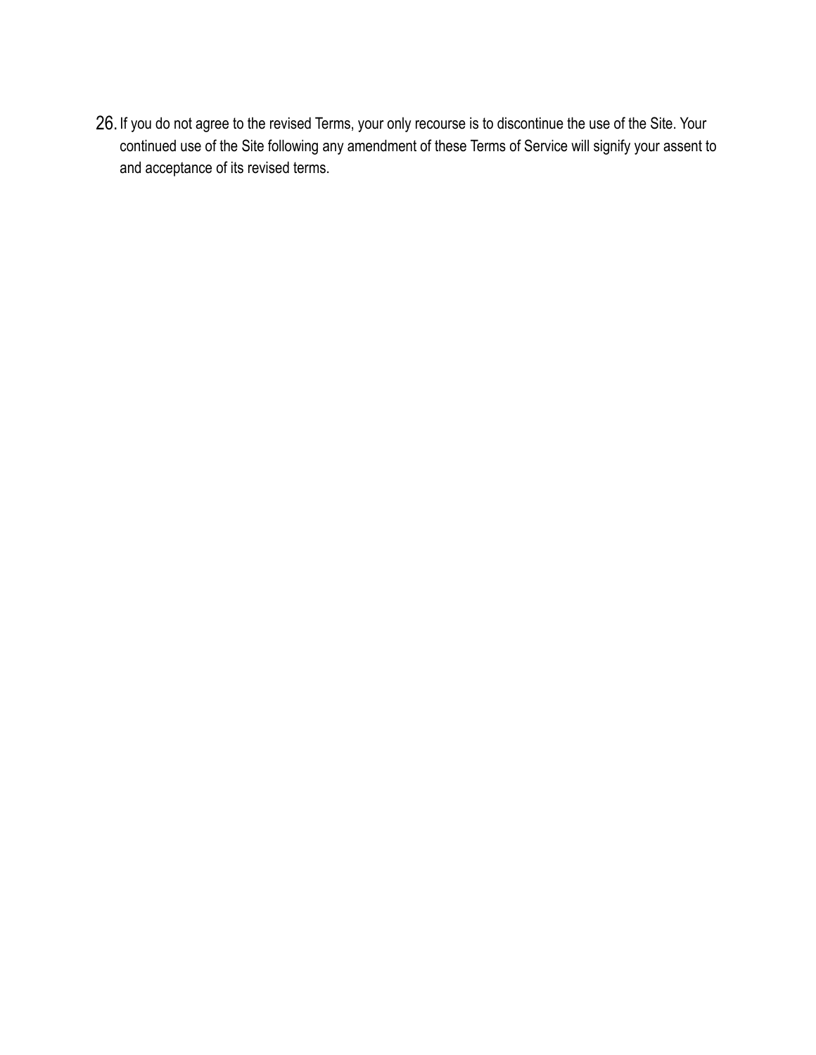26. If you do not agree to the revised Terms, your only recourse is to discontinue the use of the Site. Your continued use of the Site following any amendment of these Terms of Service will signify your assent to and acceptance of its revised terms.